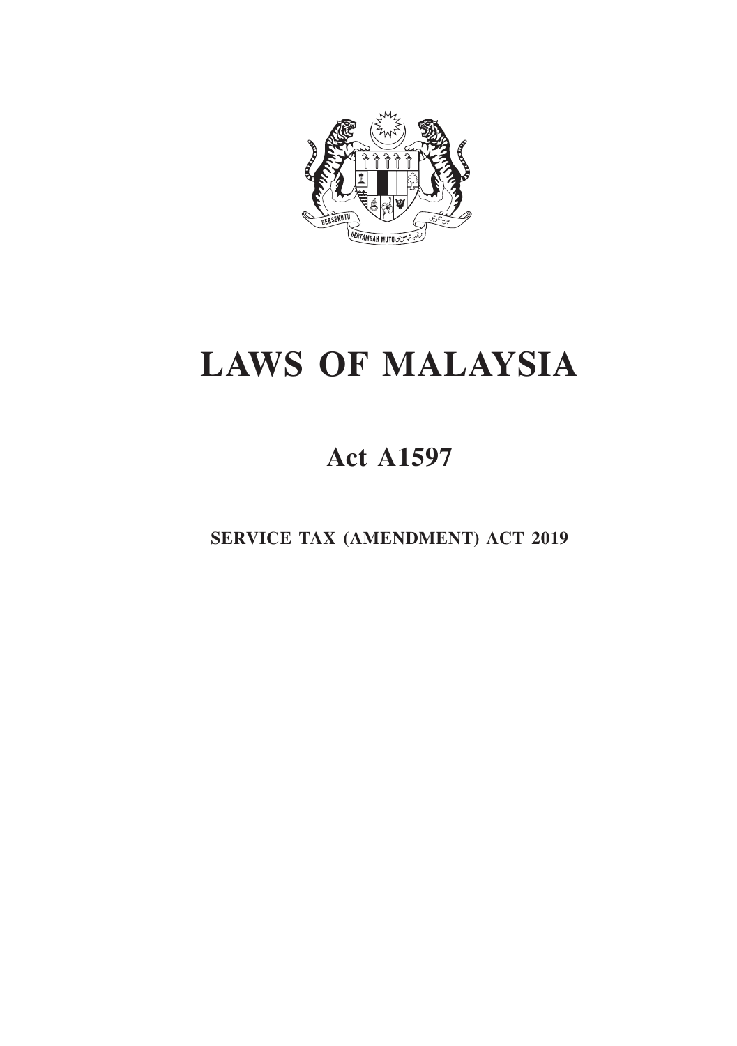# LAWS OF MALAYSIA

## Act A1597

**SERVICE TAX (AMENDMENT) ACT 2019**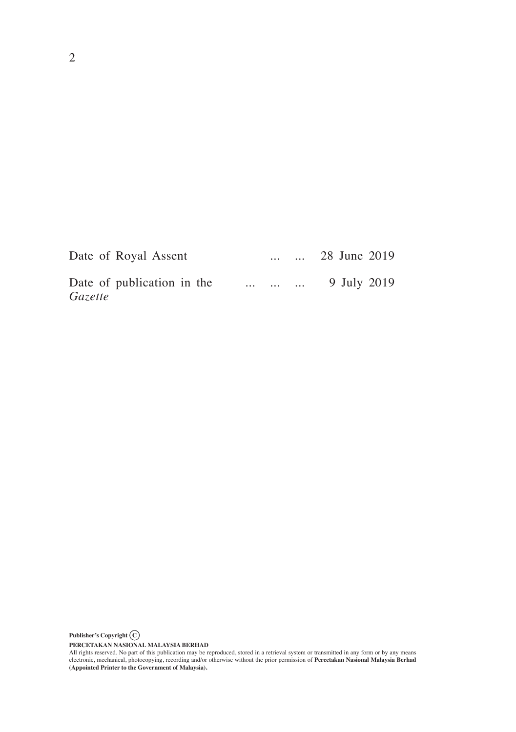Date of Royal Assent ... ... 28 June 2019

Date of publication in the *Gazette* ... ... ... 9 July 2019

**Publisher's Copyright (C)**

**PERCETAKAN NASIONAL MALAYSIA BERHAD**

All rights reserved. No part of this publication may be reproduced, stored in a retrieval system or transmitted in any form or by any means electronic, mechanical, photocopying, recording and/or otherwise without the prior permission of **Percetakan Nasional Malaysia Berhad (Appointed Printer to the Government of Malaysia).**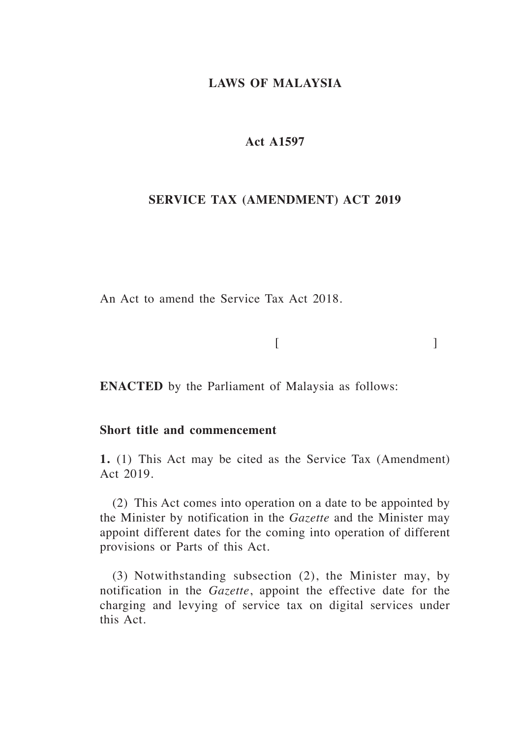**LAWS OF MALAYSIA**

**Act A1597**

**SERVICE TAX (AMENDMENT) ACT 2019**

An Act to amend the Service Tax Act 2018.

[ ]

**ENACTED** by the Parliament of Malaysia as follows:

**Short title and commencement**

**1.** (1) This Act may be cited as the Service Tax (Amendment) Act 2019.

(2) This Act comes into operation on a date to be appointed by the Minister by notification in the *Gazette* and the Minister may appoint different dates for the coming into operation of different provisions or Parts of this Act.

(3) Notwithstanding subsection (2), the Minister may, by notification in the *Gazette*, appoint the effective date for the charging and levying of service tax on digital services under this Act.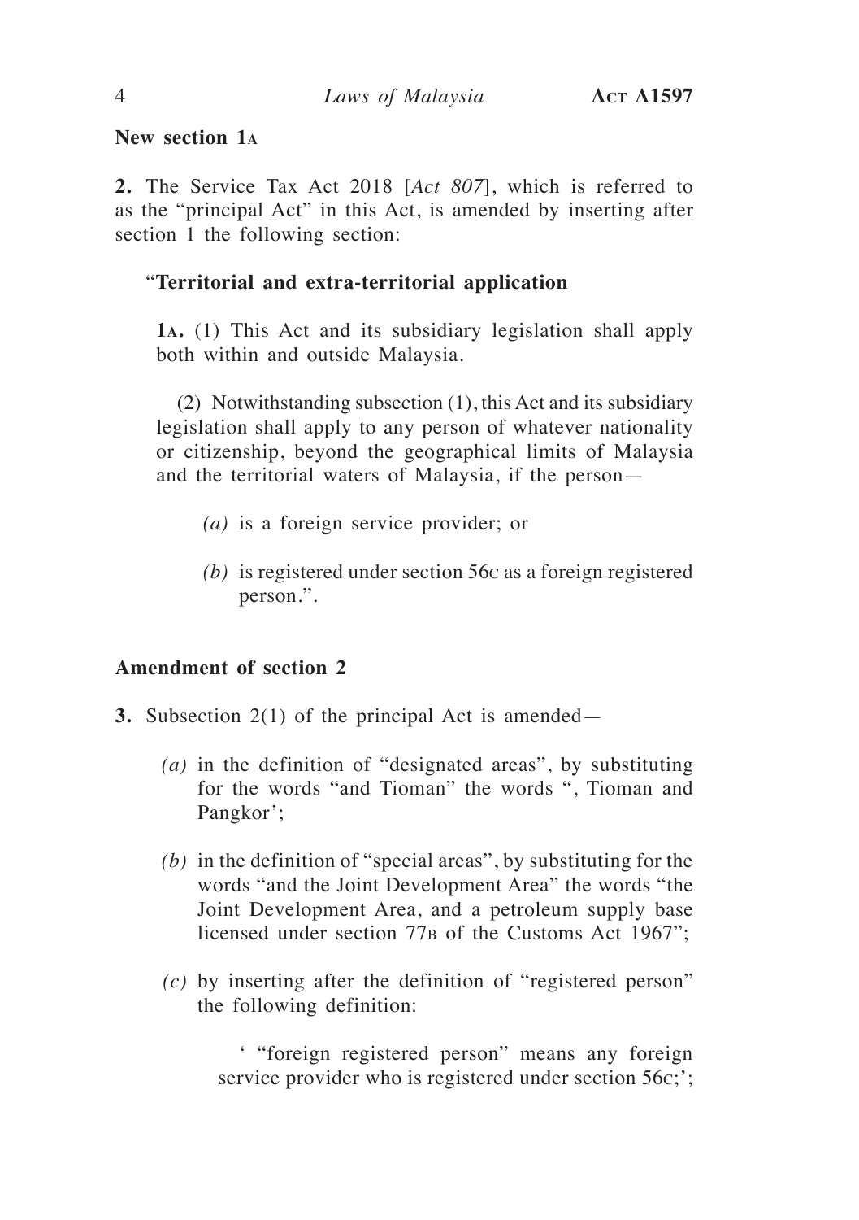**New section 1A**

**2.** The Service Tax Act 2018 [*Act 807*], which is referred to as the "principal Act" in this Act, is amended by inserting after section 1 the following section:

"**Territorial and extra-territorial application**

**1A.** (1) This Act and its subsidiary legislation shall apply both within and outside Malaysia.

(2) Notwithstanding subsection (1), this Act and its subsidiary legislation shall apply to any person of whatever nationality or citizenship, beyond the geographical limits of Malaysia and the territorial waters of Malaysia, if the person—

*(a)* is a foreign service provider; or

*(b)* is registered under section 56C as a foreign registered person.".

**Amendment of section 2**

**3.** Subsection 2(1) of the principal Act is amended—

*(a)* in the definition of "designated areas", by substituting for the words "and Tioman" the words ", Tioman and Pangkor';

*(b)* in the definition of "special areas", by substituting for the words "and the Joint Development Area" the words "the Joint Development Area, and a petroleum supply base licensed under section 77B of the Customs Act 1967";

*(c)* by inserting after the definition of "registered person" the following definition:

' "foreign registered person" means any foreign service provider who is registered under section 56C;';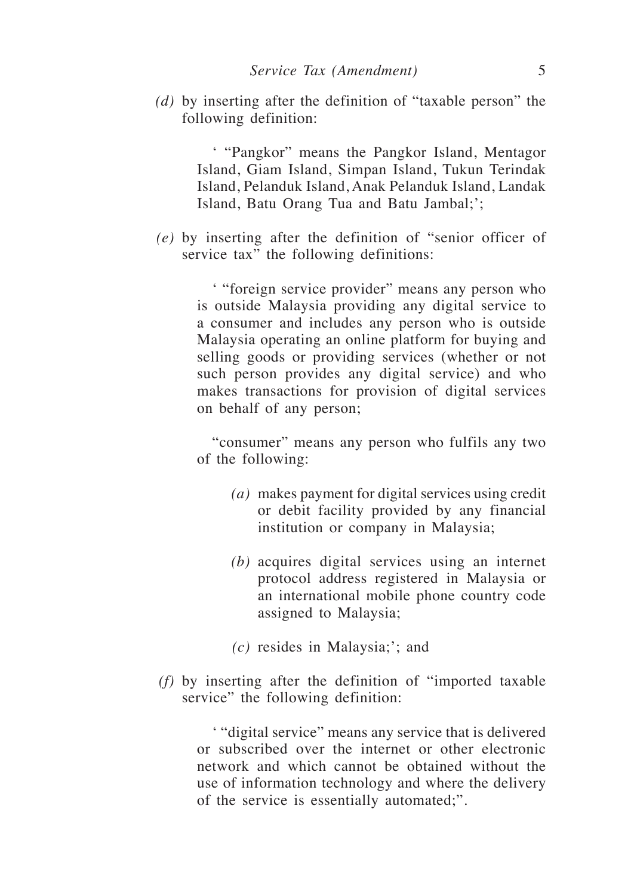*(d)* by inserting after the definition of "taxable person" the following definition:

> ' "Pangkor" means the Pangkor Island, Mentagor Island, Giam Island, Simpan Island, Tukun Terindak Island, Pelanduk Island, Anak Pelanduk Island, Landak Island, Batu Orang Tua and Batu Jambal;';

*(e)* by inserting after the definition of "senior officer of service tax" the following definitions:

> ' "foreign service provider" means any person who is outside Malaysia providing any digital service to a consumer and includes any person who is outside Malaysia operating an online platform for buying and selling goods or providing services (whether or not such person provides any digital service) and who makes transactions for provision of digital services on behalf of any person;
>
> "consumer" means any person who fulfils any two of the following:
>
> *(a)* makes payment for digital services using credit or debit facility provided by any financial institution or company in Malaysia;
>
> *(b)* acquires digital services using an internet protocol address registered in Malaysia or an international mobile phone country code assigned to Malaysia;
>
> *(c)* resides in Malaysia;'; and

*(f)* by inserting after the definition of "imported taxable service" the following definition:

> ' "digital service" means any service that is delivered or subscribed over the internet or other electronic network and which cannot be obtained without the use of information technology and where the delivery of the service is essentially automated;".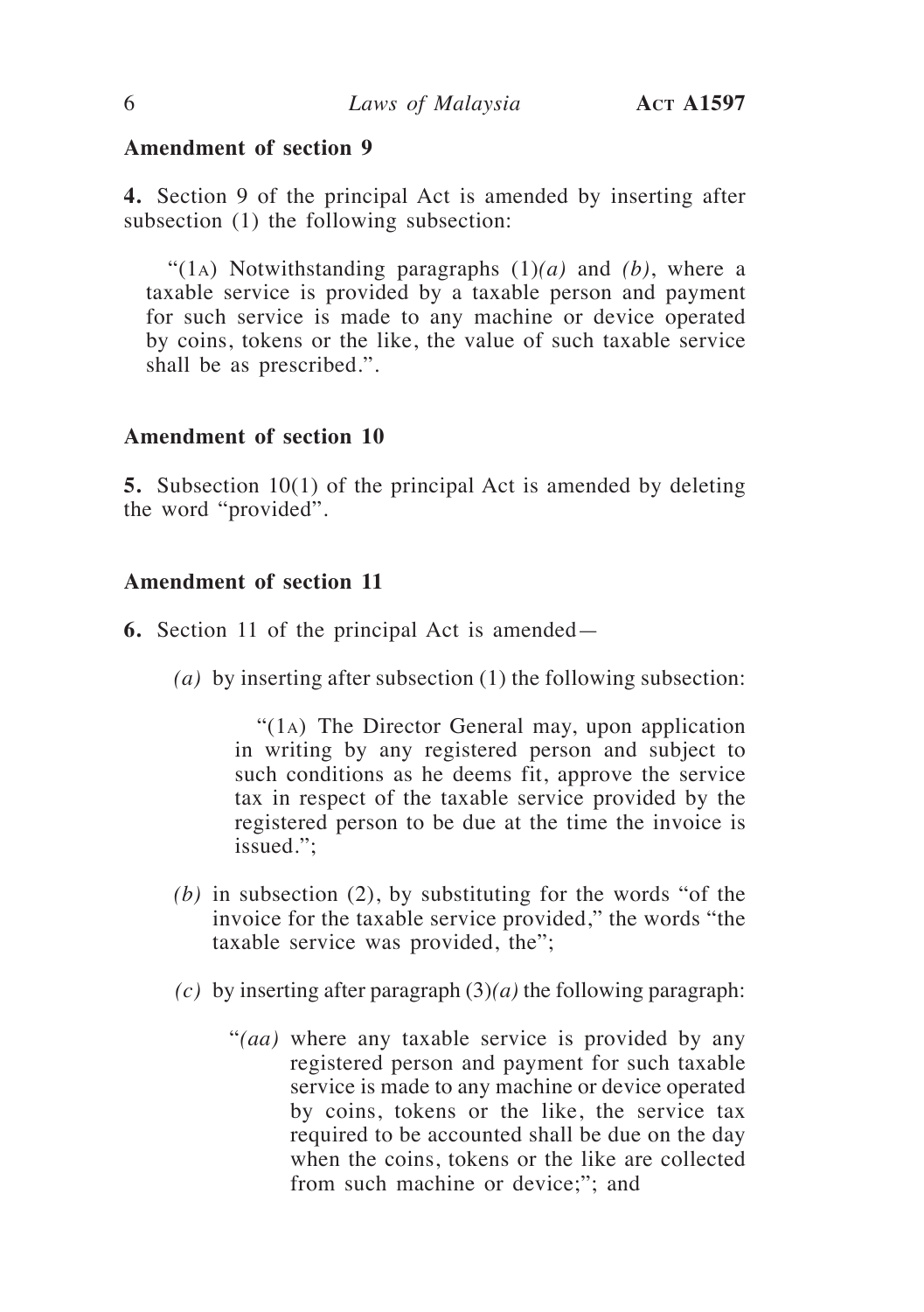**Amendment of section 9**

**4.** Section 9 of the principal Act is amended by inserting after subsection (1) the following subsection:

"(1A) Notwithstanding paragraphs (1)*(a)* and *(b)*, where a taxable service is provided by a taxable person and payment for such service is made to any machine or device operated by coins, tokens or the like, the value of such taxable service shall be as prescribed.".

**Amendment of section 10**

**5.** Subsection 10(1) of the principal Act is amended by deleting the word "provided".

**Amendment of section 11**

**6.** Section 11 of the principal Act is amended—

*(a)* by inserting after subsection (1) the following subsection:

"(1A) The Director General may, upon application in writing by any registered person and subject to such conditions as he deems fit, approve the service tax in respect of the taxable service provided by the registered person to be due at the time the invoice is issued.";

*(b)* in subsection (2), by substituting for the words "of the invoice for the taxable service provided," the words "the taxable service was provided, the";

*(c)* by inserting after paragraph (3)*(a)* the following paragraph:

"*(aa)* where any taxable service is provided by any registered person and payment for such taxable service is made to any machine or device operated by coins, tokens or the like, the service tax required to be accounted shall be due on the day when the coins, tokens or the like are collected from such machine or device;"; and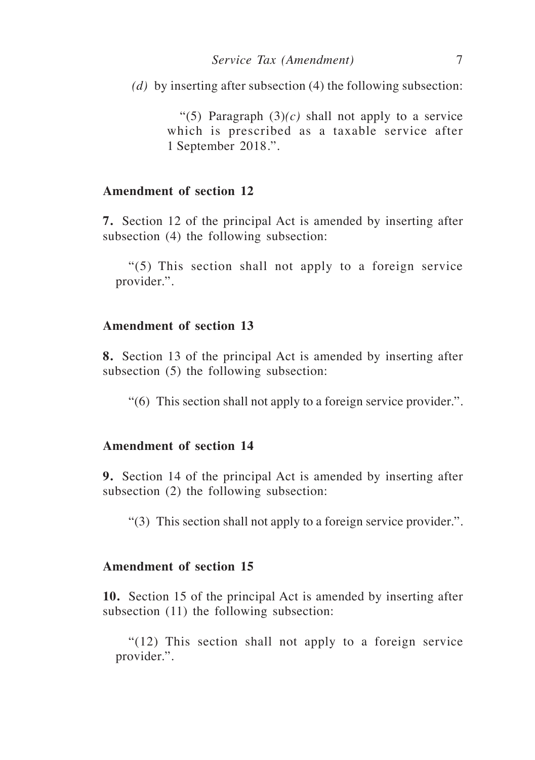*(d)* by inserting after subsection (4) the following subsection:

> "(5) Paragraph (3)*(c)* shall not apply to a service which is prescribed as a taxable service after 1 September 2018.".

**Amendment of section 12**

**7.** Section 12 of the principal Act is amended by inserting after subsection (4) the following subsection:

> "(5) This section shall not apply to a foreign service provider.".

**Amendment of section 13**

**8.** Section 13 of the principal Act is amended by inserting after subsection (5) the following subsection:

> "(6) This section shall not apply to a foreign service provider.".

**Amendment of section 14**

**9.** Section 14 of the principal Act is amended by inserting after subsection (2) the following subsection:

> "(3) This section shall not apply to a foreign service provider.".

**Amendment of section 15**

**10.** Section 15 of the principal Act is amended by inserting after subsection (11) the following subsection:

> "(12) This section shall not apply to a foreign service provider.".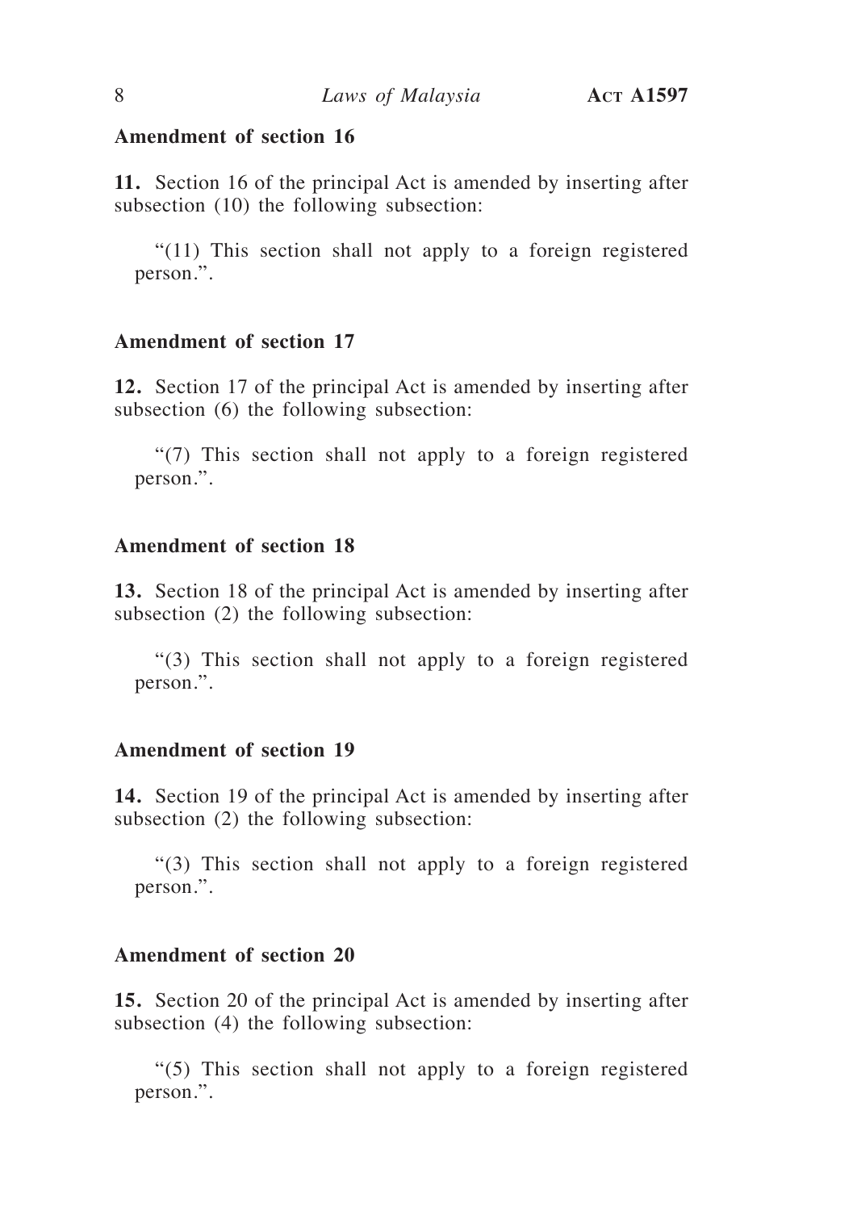### Amendment of section 16

**11.** Section 16 of the principal Act is amended by inserting after subsection (10) the following subsection:

> "(11) This section shall not apply to a foreign registered person.".

### Amendment of section 17

**12.** Section 17 of the principal Act is amended by inserting after subsection (6) the following subsection:

> "(7) This section shall not apply to a foreign registered person.".

### Amendment of section 18

**13.** Section 18 of the principal Act is amended by inserting after subsection (2) the following subsection:

> "(3) This section shall not apply to a foreign registered person.".

### Amendment of section 19

**14.** Section 19 of the principal Act is amended by inserting after subsection (2) the following subsection:

> "(3) This section shall not apply to a foreign registered person.".

### Amendment of section 20

**15.** Section 20 of the principal Act is amended by inserting after subsection (4) the following subsection:

> "(5) This section shall not apply to a foreign registered person.".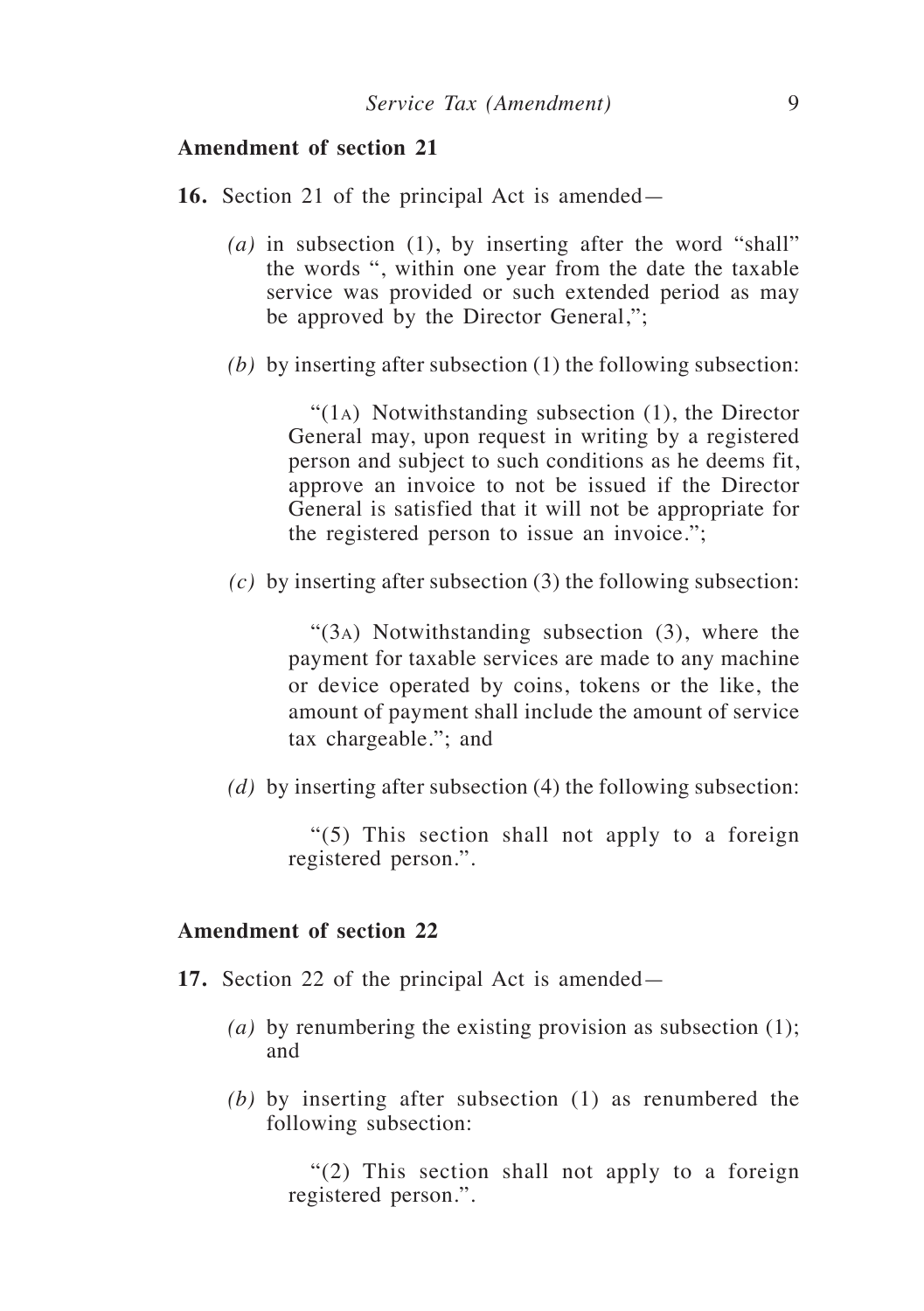**Amendment of section 21**

**16.** Section 21 of the principal Act is amended—

*(a)* in subsection (1), by inserting after the word "shall" the words ", within one year from the date the taxable service was provided or such extended period as may be approved by the Director General,";

*(b)* by inserting after subsection (1) the following subsection:

> "(1A) Notwithstanding subsection (1), the Director General may, upon request in writing by a registered person and subject to such conditions as he deems fit, approve an invoice to not be issued if the Director General is satisfied that it will not be appropriate for the registered person to issue an invoice.";

*(c)* by inserting after subsection (3) the following subsection:

> "(3A) Notwithstanding subsection (3), where the payment for taxable services are made to any machine or device operated by coins, tokens or the like, the amount of payment shall include the amount of service tax chargeable."; and

*(d)* by inserting after subsection (4) the following subsection:

> "(5) This section shall not apply to a foreign registered person.".

**Amendment of section 22**

**17.** Section 22 of the principal Act is amended—

*(a)* by renumbering the existing provision as subsection (1); and

*(b)* by inserting after subsection (1) as renumbered the following subsection:

> "(2) This section shall not apply to a foreign registered person.".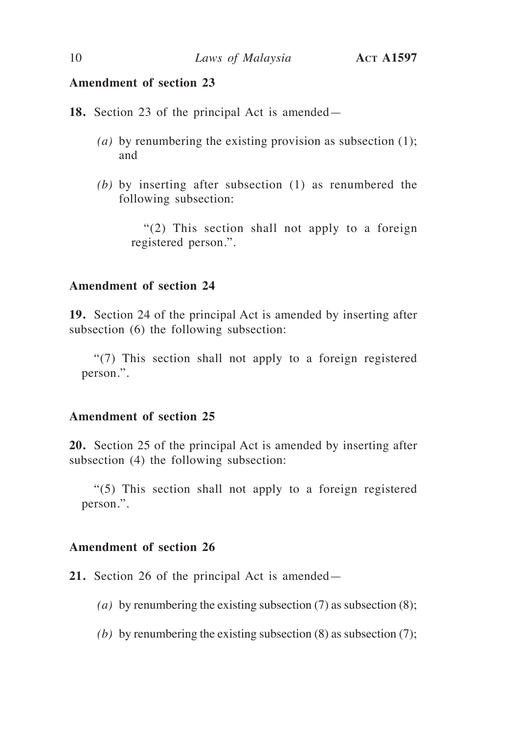**Amendment of section 23**

**18.** Section 23 of the principal Act is amended—

*(a)* by renumbering the existing provision as subsection (1); and

*(b)* by inserting after subsection (1) as renumbered the following subsection:

> "(2) This section shall not apply to a foreign registered person.".

**Amendment of section 24**

**19.** Section 24 of the principal Act is amended by inserting after subsection (6) the following subsection:

> "(7) This section shall not apply to a foreign registered person.".

**Amendment of section 25**

**20.** Section 25 of the principal Act is amended by inserting after subsection (4) the following subsection:

> "(5) This section shall not apply to a foreign registered person.".

**Amendment of section 26**

**21.** Section 26 of the principal Act is amended—

*(a)* by renumbering the existing subsection (7) as subsection (8);

*(b)* by renumbering the existing subsection (8) as subsection (7);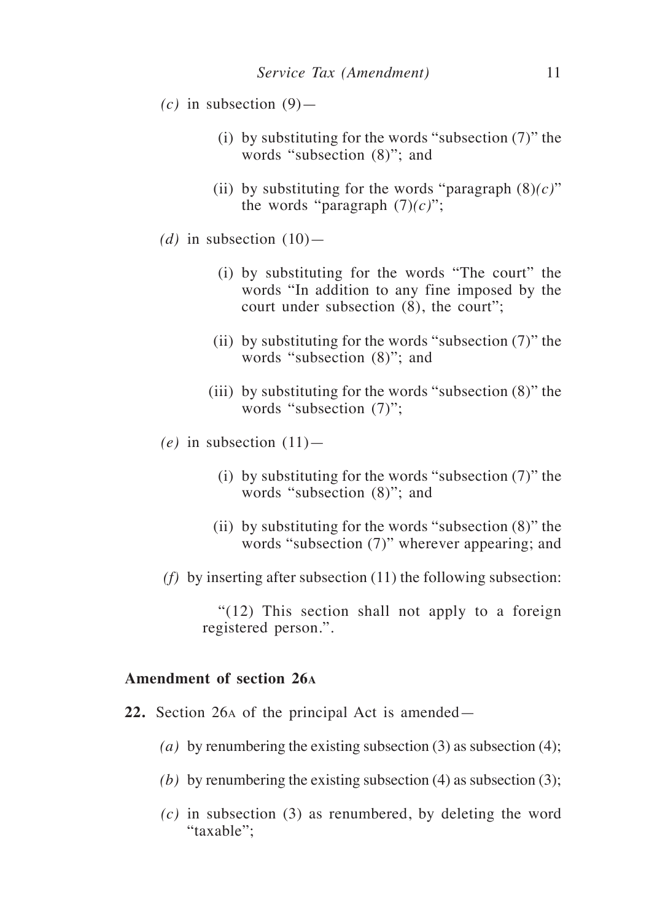*(c)* in subsection (9)—

  (i) by substituting for the words "subsection (7)" the words "subsection (8)"; and

  (ii) by substituting for the words "paragraph (8)*(c)*" the words "paragraph (7)*(c)*";

*(d)* in subsection (10)—

  (i) by substituting for the words "The court" the words "In addition to any fine imposed by the court under subsection (8), the court";

  (ii) by substituting for the words "subsection (7)" the words "subsection (8)"; and

  (iii) by substituting for the words "subsection (8)" the words "subsection (7)";

*(e)* in subsection (11)—

  (i) by substituting for the words "subsection (7)" the words "subsection (8)"; and

  (ii) by substituting for the words "subsection (8)" the words "subsection (7)" wherever appearing; and

*(f)* by inserting after subsection (11) the following subsection:

"(12) This section shall not apply to a foreign registered person.".

**Amendment of section 26A**

**22.** Section 26A of the principal Act is amended—

*(a)* by renumbering the existing subsection (3) as subsection (4);

*(b)* by renumbering the existing subsection (4) as subsection (3);

*(c)* in subsection (3) as renumbered, by deleting the word "taxable";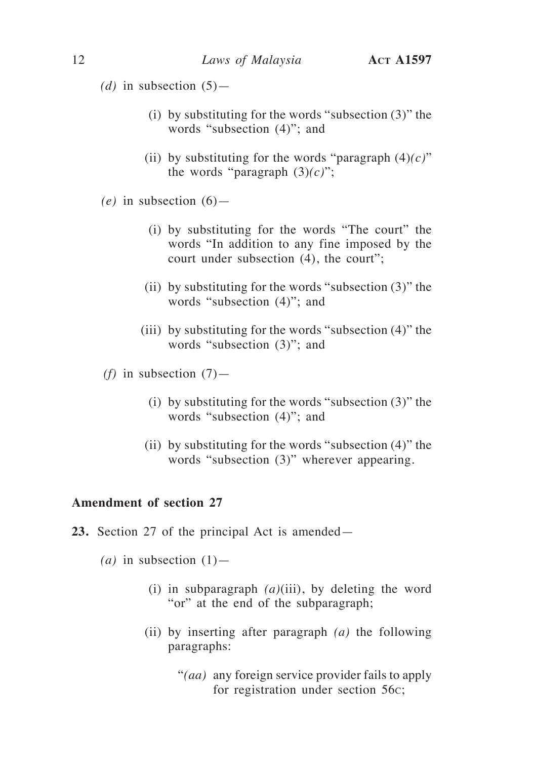*(d)* in subsection (5)—

(i) by substituting for the words "subsection (3)" the words "subsection (4)"; and

(ii) by substituting for the words "paragraph (4)*(c)*" the words "paragraph (3)*(c)*";

*(e)* in subsection (6)—

(i) by substituting for the words "The court" the words "In addition to any fine imposed by the court under subsection (4), the court";

(ii) by substituting for the words "subsection (3)" the words "subsection (4)"; and

(iii) by substituting for the words "subsection (4)" the words "subsection (3)"; and

*(f)* in subsection (7)—

(i) by substituting for the words "subsection (3)" the words "subsection (4)"; and

(ii) by substituting for the words "subsection (4)" the words "subsection (3)" wherever appearing.

**Amendment of section 27**

**23.** Section 27 of the principal Act is amended—

*(a)* in subsection (1)—

(i) in subparagraph *(a)*(iii), by deleting the word "or" at the end of the subparagraph;

(ii) by inserting after paragraph *(a)* the following paragraphs:

"*(aa)* any foreign service provider fails to apply for registration under section 56C;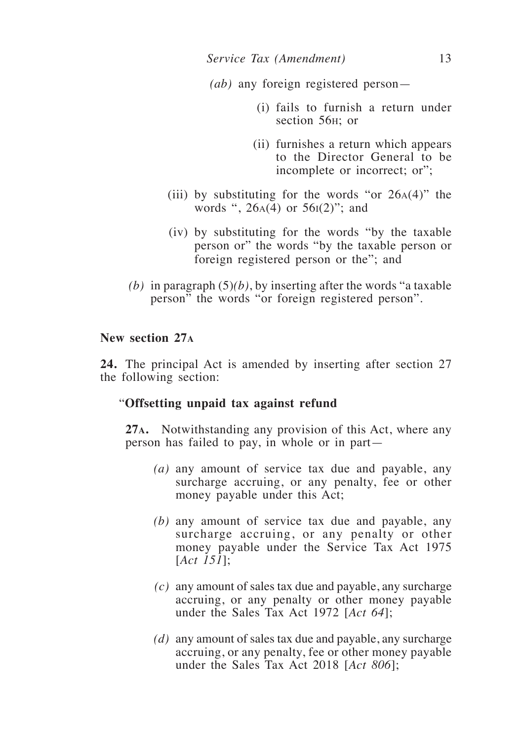*(ab)* any foreign registered person—

(i) fails to furnish a return under section 56H; or

(ii) furnishes a return which appears to the Director General to be incomplete or incorrect; or";

(iii) by substituting for the words "or 26A(4)" the words ", 26A(4) or 56I(2)"; and

(iv) by substituting for the words "by the taxable person or" the words "by the taxable person or foreign registered person or the"; and

*(b)* in paragraph (5)*(b)*, by inserting after the words "a taxable person" the words "or foreign registered person".

**New section 27A**

**24.** The principal Act is amended by inserting after section 27 the following section:

"**Offsetting unpaid tax against refund**

**27A.** Notwithstanding any provision of this Act, where any person has failed to pay, in whole or in part—

*(a)* any amount of service tax due and payable, any surcharge accruing, or any penalty, fee or other money payable under this Act;

*(b)* any amount of service tax due and payable, any surcharge accruing, or any penalty or other money payable under the Service Tax Act 1975 [*Act 151*];

*(c)* any amount of sales tax due and payable, any surcharge accruing, or any penalty or other money payable under the Sales Tax Act 1972 [*Act 64*];

*(d)* any amount of sales tax due and payable, any surcharge accruing, or any penalty, fee or other money payable under the Sales Tax Act 2018 [*Act 806*];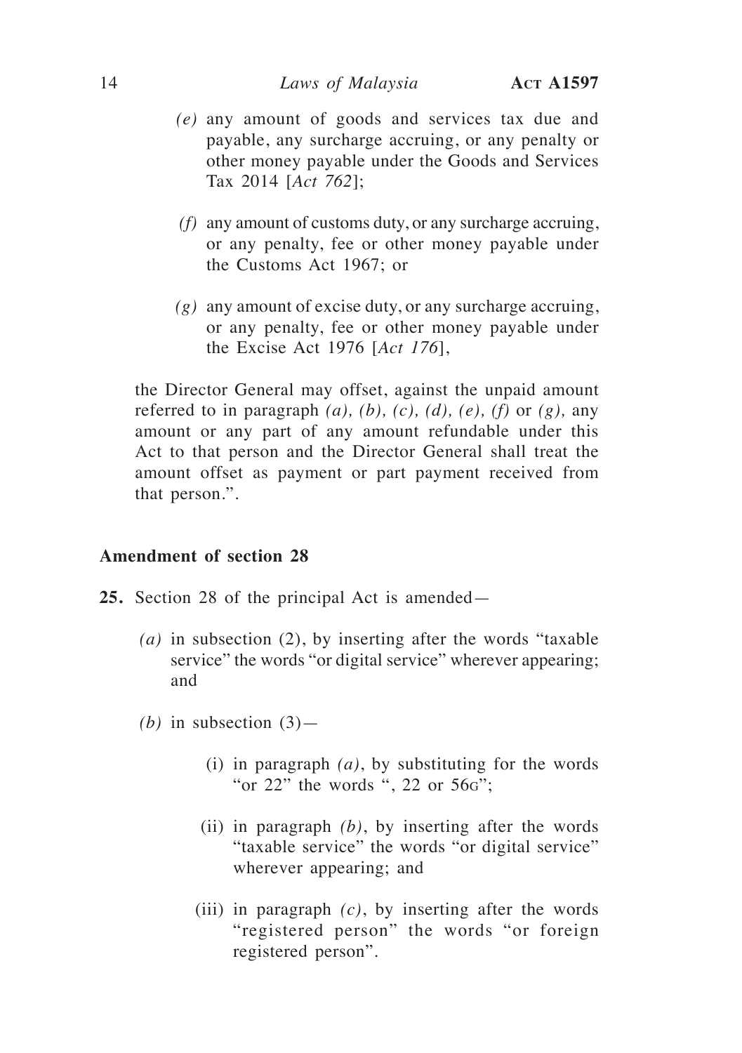*(e)* any amount of goods and services tax due and payable, any surcharge accruing, or any penalty or other money payable under the Goods and Services Tax 2014 [*Act 762*];

*(f)* any amount of customs duty, or any surcharge accruing, or any penalty, fee or other money payable under the Customs Act 1967; or

*(g)* any amount of excise duty, or any surcharge accruing, or any penalty, fee or other money payable under the Excise Act 1976 [*Act 176*],

the Director General may offset, against the unpaid amount referred to in paragraph *(a)*, *(b)*, *(c)*, *(d)*, *(e)*, *(f)* or *(g)*, any amount or any part of any amount refundable under this Act to that person and the Director General shall treat the amount offset as payment or part payment received from that person.".

**Amendment of section 28**

**25.** Section 28 of the principal Act is amended—

*(a)* in subsection (2), by inserting after the words "taxable service" the words "or digital service" wherever appearing; and

*(b)* in subsection (3)—

(i) in paragraph *(a)*, by substituting for the words "or 22" the words ", 22 or 56G";

(ii) in paragraph *(b)*, by inserting after the words "taxable service" the words "or digital service" wherever appearing; and

(iii) in paragraph *(c)*, by inserting after the words "registered person" the words "or foreign registered person".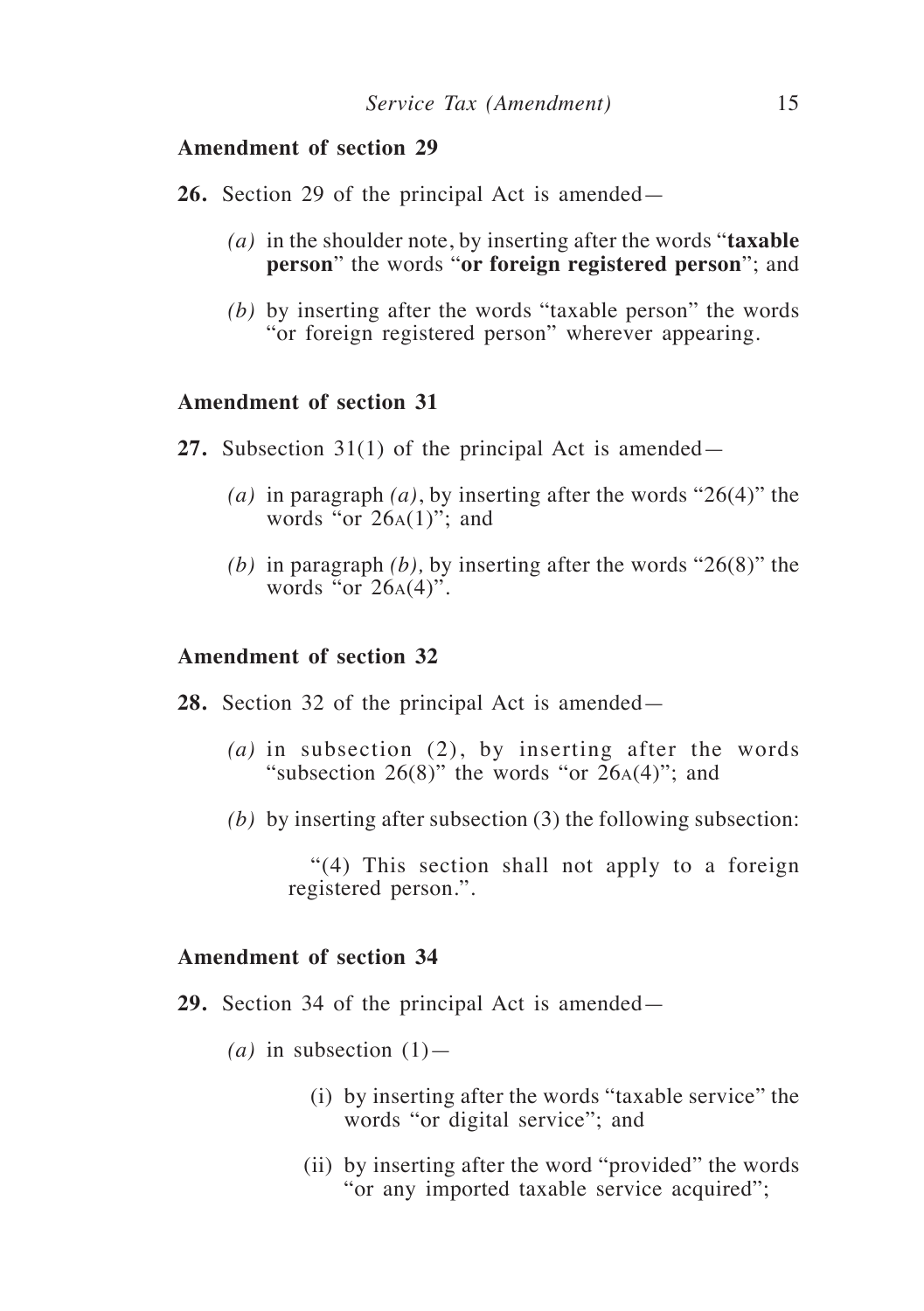**Amendment of section 29**

**26.** Section 29 of the principal Act is amended—

*(a)* in the shoulder note, by inserting after the words "**taxable person**" the words "**or foreign registered person**"; and

*(b)* by inserting after the words "taxable person" the words "or foreign registered person" wherever appearing.

**Amendment of section 31**

**27.** Subsection 31(1) of the principal Act is amended—

*(a)* in paragraph *(a)*, by inserting after the words "26(4)" the words "or 26A(1)"; and

*(b)* in paragraph *(b),* by inserting after the words "26(8)" the words "or 26A(4)".

**Amendment of section 32**

**28.** Section 32 of the principal Act is amended—

*(a)* in subsection (2), by inserting after the words "subsection 26(8)" the words "or 26A(4)"; and

*(b)* by inserting after subsection (3) the following subsection:

"(4) This section shall not apply to a foreign registered person.".

**Amendment of section 34**

**29.** Section 34 of the principal Act is amended—

*(a)* in subsection (1)—

(i) by inserting after the words "taxable service" the words "or digital service"; and

(ii) by inserting after the word "provided" the words "or any imported taxable service acquired";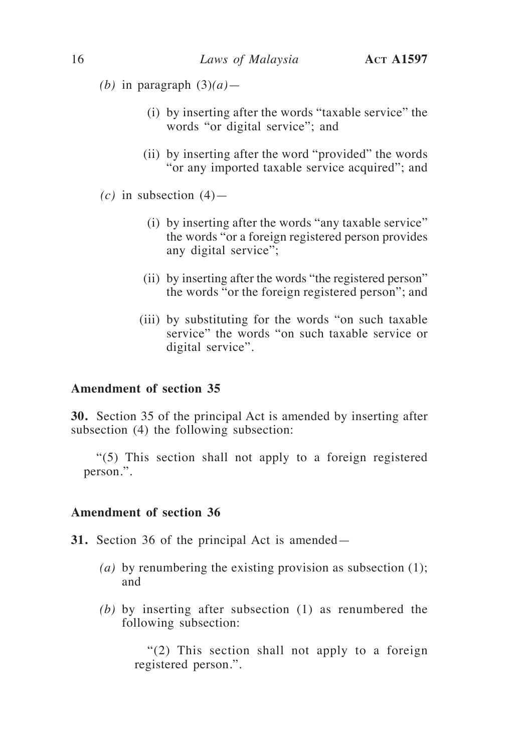*(b)* in paragraph (3)*(a)*—

(i) by inserting after the words "taxable service" the words "or digital service"; and

(ii) by inserting after the word "provided" the words "or any imported taxable service acquired"; and

*(c)* in subsection (4)—

(i) by inserting after the words "any taxable service" the words "or a foreign registered person provides any digital service";

(ii) by inserting after the words "the registered person" the words "or the foreign registered person"; and

(iii) by substituting for the words "on such taxable service" the words "on such taxable service or digital service".

**Amendment of section 35**

**30.** Section 35 of the principal Act is amended by inserting after subsection (4) the following subsection:

"(5) This section shall not apply to a foreign registered person.".

**Amendment of section 36**

**31.** Section 36 of the principal Act is amended—

*(a)* by renumbering the existing provision as subsection (1); and

*(b)* by inserting after subsection (1) as renumbered the following subsection:

"(2) This section shall not apply to a foreign registered person.".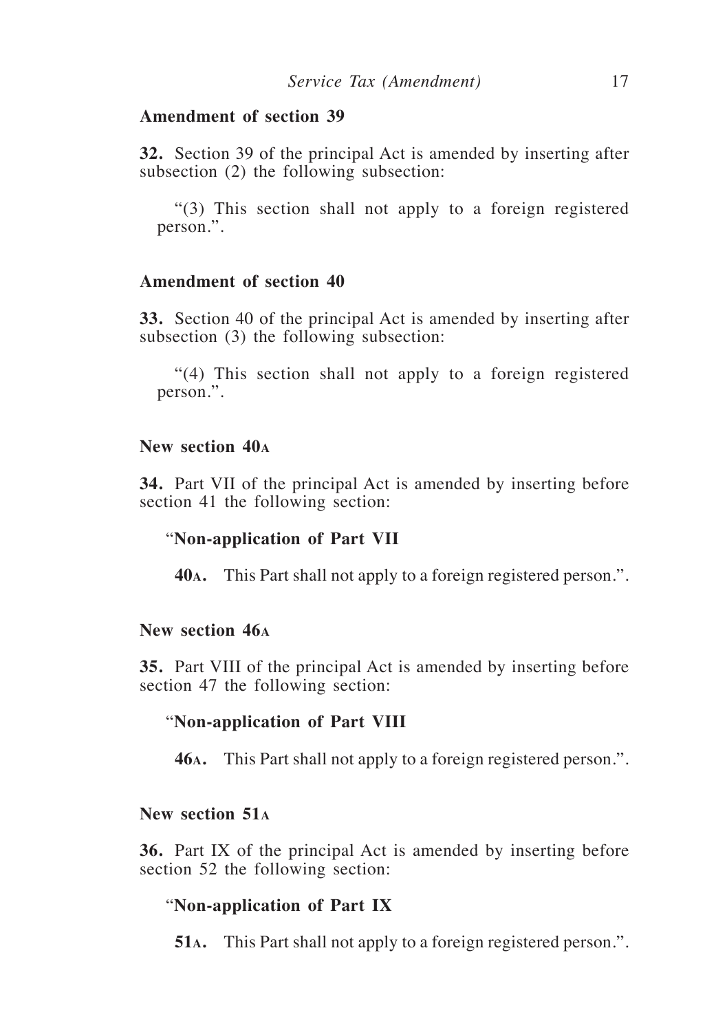**Amendment of section 39**

**32.** Section 39 of the principal Act is amended by inserting after subsection (2) the following subsection:

"(3) This section shall not apply to a foreign registered person.".

**Amendment of section 40**

**33.** Section 40 of the principal Act is amended by inserting after subsection (3) the following subsection:

"(4) This section shall not apply to a foreign registered person.".

**New section 40A**

**34.** Part VII of the principal Act is amended by inserting before section 41 the following section:

"**Non-application of Part VII**

**40A.** This Part shall not apply to a foreign registered person.".

**New section 46A**

**35.** Part VIII of the principal Act is amended by inserting before section 47 the following section:

"**Non-application of Part VIII**

**46A.** This Part shall not apply to a foreign registered person.".

**New section 51A**

**36.** Part IX of the principal Act is amended by inserting before section 52 the following section:

"**Non-application of Part IX**

**51A.** This Part shall not apply to a foreign registered person.".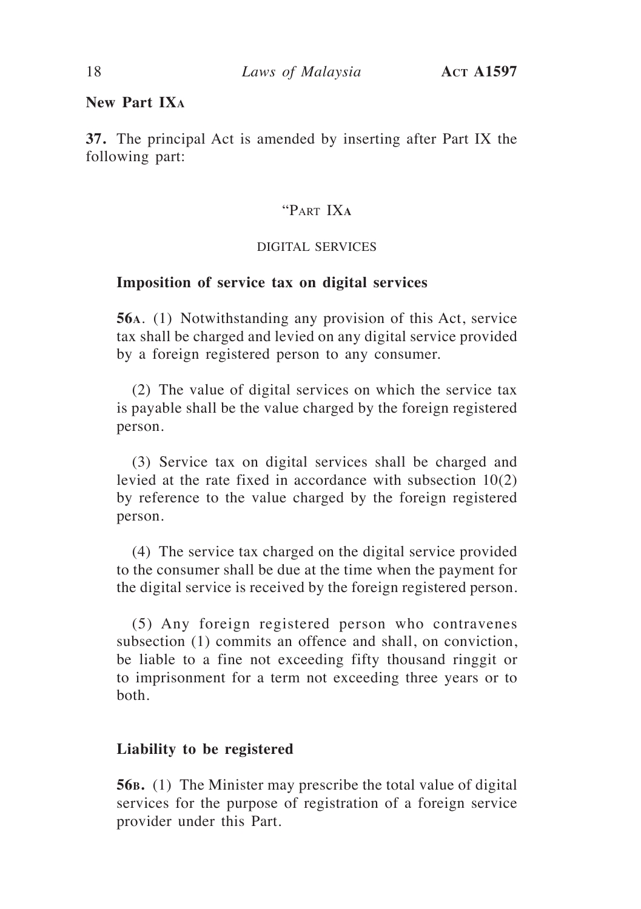**New Part IXA**

**37.** The principal Act is amended by inserting after Part IX the following part:

"PART IXA

DIGITAL SERVICES

**Imposition of service tax on digital services**

**56A**. (1) Notwithstanding any provision of this Act, service tax shall be charged and levied on any digital service provided by a foreign registered person to any consumer.

(2) The value of digital services on which the service tax is payable shall be the value charged by the foreign registered person.

(3) Service tax on digital services shall be charged and levied at the rate fixed in accordance with subsection 10(2) by reference to the value charged by the foreign registered person.

(4) The service tax charged on the digital service provided to the consumer shall be due at the time when the payment for the digital service is received by the foreign registered person.

(5) Any foreign registered person who contravenes subsection (1) commits an offence and shall, on conviction, be liable to a fine not exceeding fifty thousand ringgit or to imprisonment for a term not exceeding three years or to both.

**Liability to be registered**

**56B.** (1) The Minister may prescribe the total value of digital services for the purpose of registration of a foreign service provider under this Part.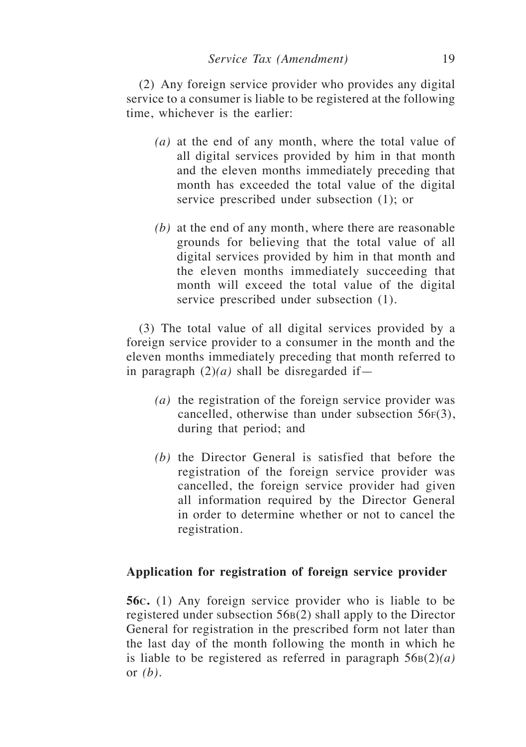(2) Any foreign service provider who provides any digital service to a consumer is liable to be registered at the following time, whichever is the earlier:

*(a)* at the end of any month, where the total value of all digital services provided by him in that month and the eleven months immediately preceding that month has exceeded the total value of the digital service prescribed under subsection (1); or

*(b)* at the end of any month, where there are reasonable grounds for believing that the total value of all digital services provided by him in that month and the eleven months immediately succeeding that month will exceed the total value of the digital service prescribed under subsection (1).

(3) The total value of all digital services provided by a foreign service provider to a consumer in the month and the eleven months immediately preceding that month referred to in paragraph (2)*(a)* shall be disregarded if—

*(a)* the registration of the foreign service provider was cancelled, otherwise than under subsection 56F(3), during that period; and

*(b)* the Director General is satisfied that before the registration of the foreign service provider was cancelled, the foreign service provider had given all information required by the Director General in order to determine whether or not to cancel the registration.

**Application for registration of foreign service provider**

**56C.** (1) Any foreign service provider who is liable to be registered under subsection 56B(2) shall apply to the Director General for registration in the prescribed form not later than the last day of the month following the month in which he is liable to be registered as referred in paragraph 56B(2)*(a)* or *(b)*.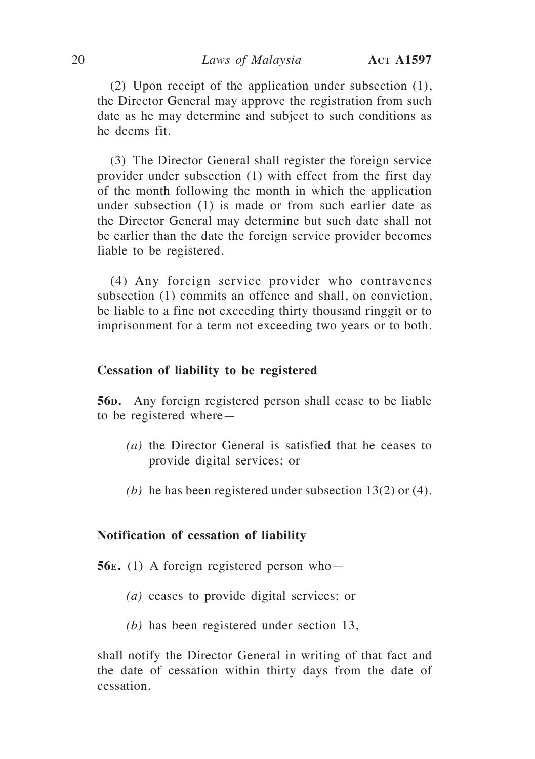(2) Upon receipt of the application under subsection (1), the Director General may approve the registration from such date as he may determine and subject to such conditions as he deems fit.

(3) The Director General shall register the foreign service provider under subsection (1) with effect from the first day of the month following the month in which the application under subsection (1) is made or from such earlier date as the Director General may determine but such date shall not be earlier than the date the foreign service provider becomes liable to be registered.

(4) Any foreign service provider who contravenes subsection (1) commits an offence and shall, on conviction, be liable to a fine not exceeding thirty thousand ringgit or to imprisonment for a term not exceeding two years or to both.

**Cessation of liability to be registered**

**56D.** Any foreign registered person shall cease to be liable to be registered where—

*(a)* the Director General is satisfied that he ceases to provide digital services; or

*(b)* he has been registered under subsection 13(2) or (4).

**Notification of cessation of liability**

**56E.** (1) A foreign registered person who—

*(a)* ceases to provide digital services; or

*(b)* has been registered under section 13,

shall notify the Director General in writing of that fact and the date of cessation within thirty days from the date of cessation.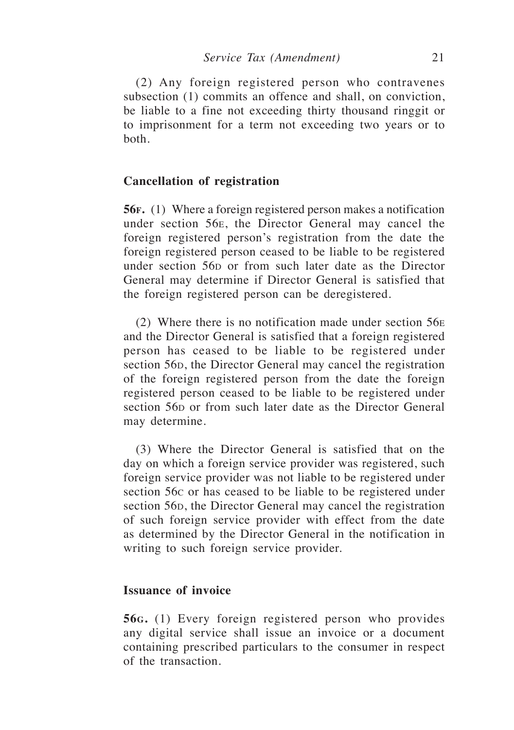(2) Any foreign registered person who contravenes subsection (1) commits an offence and shall, on conviction, be liable to a fine not exceeding thirty thousand ringgit or to imprisonment for a term not exceeding two years or to both.

**Cancellation of registration**

**56F.** (1) Where a foreign registered person makes a notification under section 56E, the Director General may cancel the foreign registered person's registration from the date the foreign registered person ceased to be liable to be registered under section 56D or from such later date as the Director General may determine if Director General is satisfied that the foreign registered person can be deregistered.

(2) Where there is no notification made under section 56E and the Director General is satisfied that a foreign registered person has ceased to be liable to be registered under section 56D, the Director General may cancel the registration of the foreign registered person from the date the foreign registered person ceased to be liable to be registered under section 56D or from such later date as the Director General may determine.

(3) Where the Director General is satisfied that on the day on which a foreign service provider was registered, such foreign service provider was not liable to be registered under section 56C or has ceased to be liable to be registered under section 56D, the Director General may cancel the registration of such foreign service provider with effect from the date as determined by the Director General in the notification in writing to such foreign service provider.

**Issuance of invoice**

**56G.** (1) Every foreign registered person who provides any digital service shall issue an invoice or a document containing prescribed particulars to the consumer in respect of the transaction.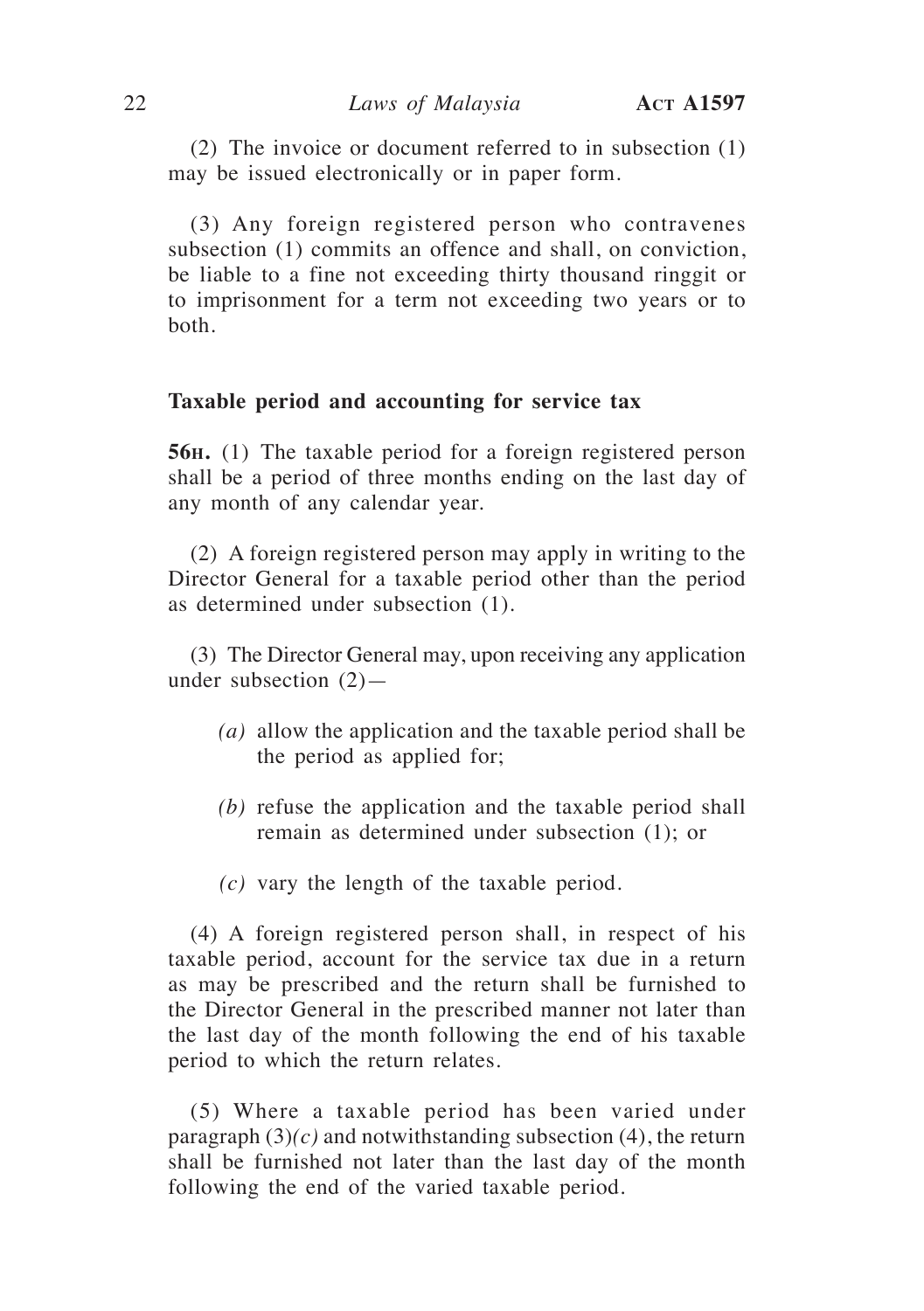(2) The invoice or document referred to in subsection (1) may be issued electronically or in paper form.

(3) Any foreign registered person who contravenes subsection (1) commits an offence and shall, on conviction, be liable to a fine not exceeding thirty thousand ringgit or to imprisonment for a term not exceeding two years or to both.

**Taxable period and accounting for service tax**

**56H.** (1) The taxable period for a foreign registered person shall be a period of three months ending on the last day of any month of any calendar year.

(2) A foreign registered person may apply in writing to the Director General for a taxable period other than the period as determined under subsection (1).

(3) The Director General may, upon receiving any application under subsection (2)—

*(a)* allow the application and the taxable period shall be the period as applied for;

*(b)* refuse the application and the taxable period shall remain as determined under subsection (1); or

*(c)* vary the length of the taxable period.

(4) A foreign registered person shall, in respect of his taxable period, account for the service tax due in a return as may be prescribed and the return shall be furnished to the Director General in the prescribed manner not later than the last day of the month following the end of his taxable period to which the return relates.

(5) Where a taxable period has been varied under paragraph (3)*(c)* and notwithstanding subsection (4), the return shall be furnished not later than the last day of the month following the end of the varied taxable period.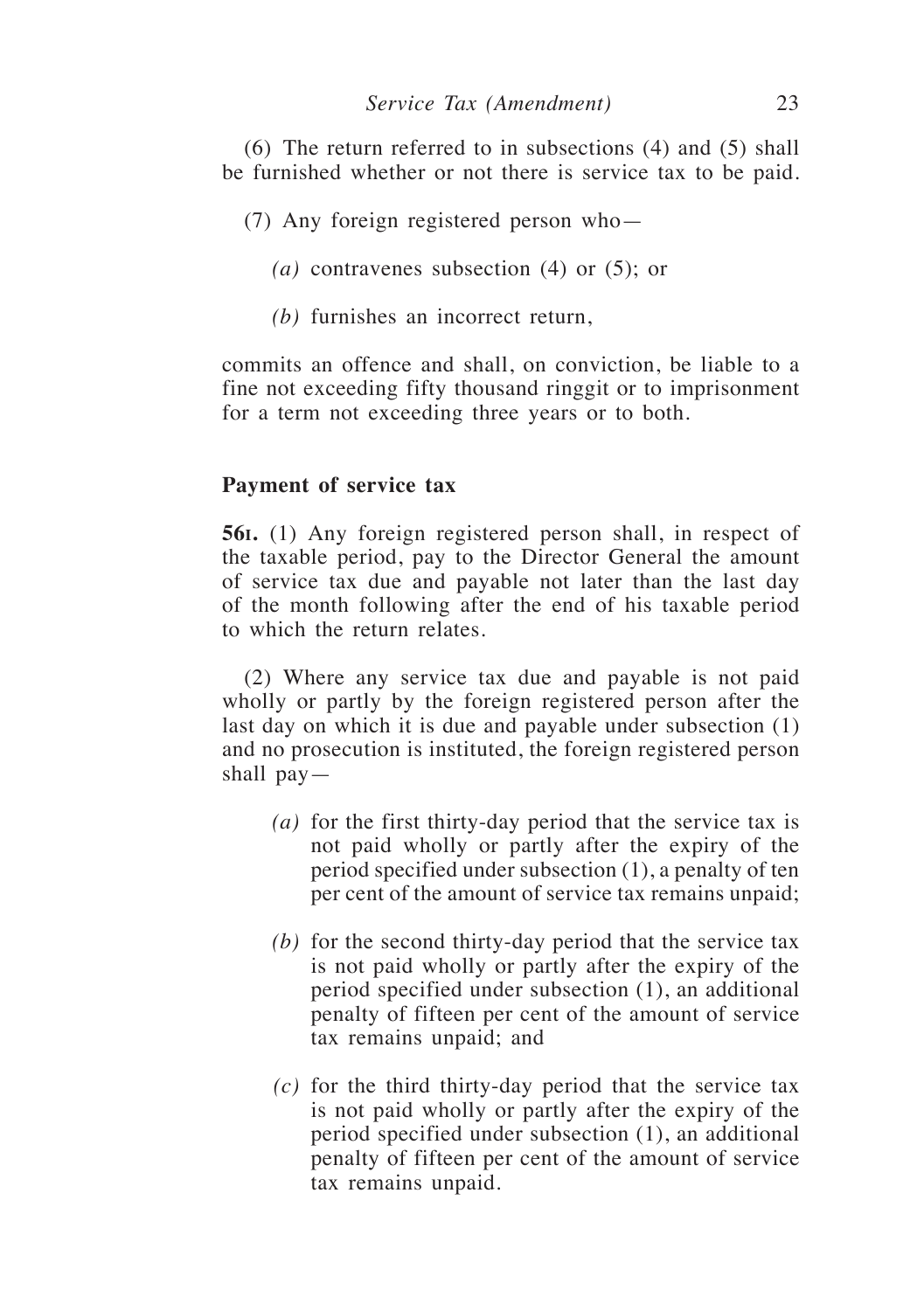(6) The return referred to in subsections (4) and (5) shall be furnished whether or not there is service tax to be paid.

(7) Any foreign registered person who—

*(a)* contravenes subsection (4) or (5); or

*(b)* furnishes an incorrect return,

commits an offence and shall, on conviction, be liable to a fine not exceeding fifty thousand ringgit or to imprisonment for a term not exceeding three years or to both.

**Payment of service tax**

**56I.** (1) Any foreign registered person shall, in respect of the taxable period, pay to the Director General the amount of service tax due and payable not later than the last day of the month following after the end of his taxable period to which the return relates.

(2) Where any service tax due and payable is not paid wholly or partly by the foreign registered person after the last day on which it is due and payable under subsection (1) and no prosecution is instituted, the foreign registered person shall pay—

*(a)* for the first thirty-day period that the service tax is not paid wholly or partly after the expiry of the period specified under subsection (1), a penalty of ten per cent of the amount of service tax remains unpaid;

*(b)* for the second thirty-day period that the service tax is not paid wholly or partly after the expiry of the period specified under subsection (1), an additional penalty of fifteen per cent of the amount of service tax remains unpaid; and

*(c)* for the third thirty-day period that the service tax is not paid wholly or partly after the expiry of the period specified under subsection (1), an additional penalty of fifteen per cent of the amount of service tax remains unpaid.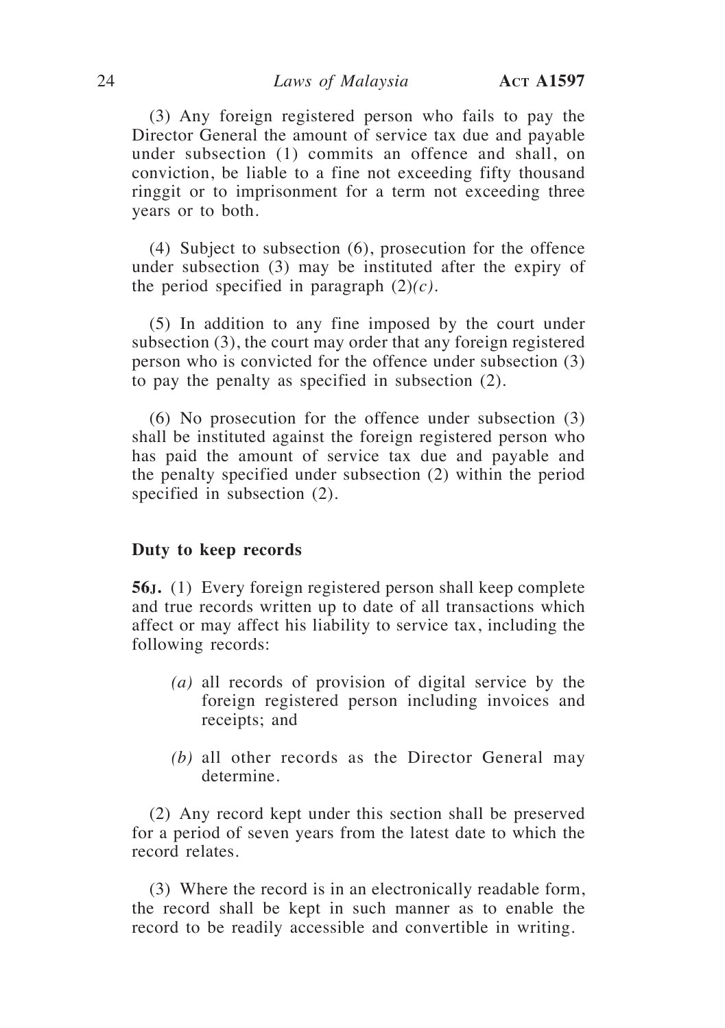(3) Any foreign registered person who fails to pay the Director General the amount of service tax due and payable under subsection (1) commits an offence and shall, on conviction, be liable to a fine not exceeding fifty thousand ringgit or to imprisonment for a term not exceeding three years or to both.

(4) Subject to subsection (6), prosecution for the offence under subsection (3) may be instituted after the expiry of the period specified in paragraph (2)*(c)*.

(5) In addition to any fine imposed by the court under subsection (3), the court may order that any foreign registered person who is convicted for the offence under subsection (3) to pay the penalty as specified in subsection (2).

(6) No prosecution for the offence under subsection (3) shall be instituted against the foreign registered person who has paid the amount of service tax due and payable and the penalty specified under subsection (2) within the period specified in subsection (2).

**Duty to keep records**

**56J.** (1) Every foreign registered person shall keep complete and true records written up to date of all transactions which affect or may affect his liability to service tax, including the following records:

*(a)* all records of provision of digital service by the foreign registered person including invoices and receipts; and

*(b)* all other records as the Director General may determine.

(2) Any record kept under this section shall be preserved for a period of seven years from the latest date to which the record relates.

(3) Where the record is in an electronically readable form, the record shall be kept in such manner as to enable the record to be readily accessible and convertible in writing.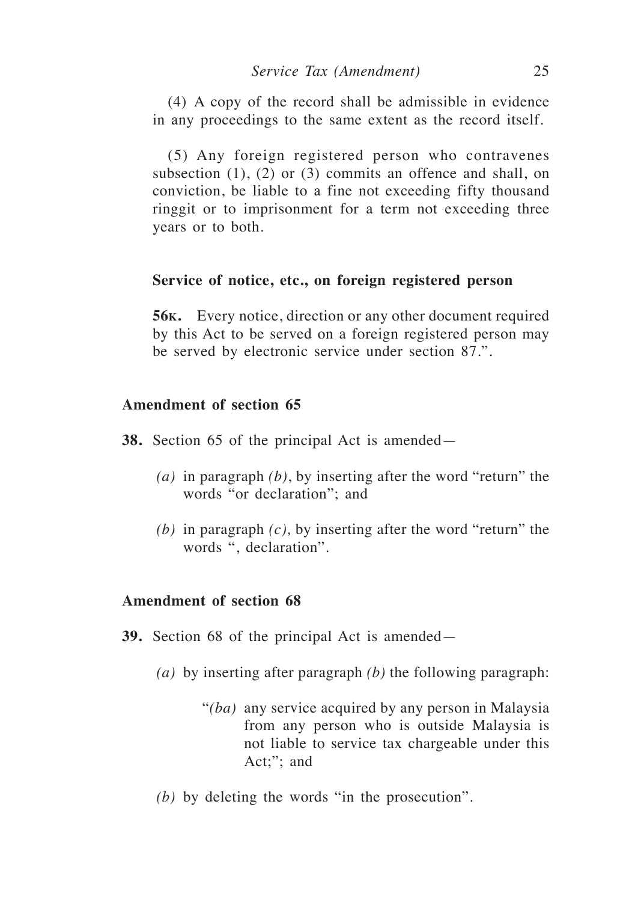(4) A copy of the record shall be admissible in evidence in any proceedings to the same extent as the record itself.

(5) Any foreign registered person who contravenes subsection (1), (2) or (3) commits an offence and shall, on conviction, be liable to a fine not exceeding fifty thousand ringgit or to imprisonment for a term not exceeding three years or to both.

**Service of notice, etc., on foreign registered person**

**56K.** Every notice, direction or any other document required by this Act to be served on a foreign registered person may be served by electronic service under section 87.".

### Amendment of section 65

**38.** Section 65 of the principal Act is amended—

*(a)* in paragraph *(b)*, by inserting after the word "return" the words "or declaration"; and

*(b)* in paragraph *(c),* by inserting after the word "return" the words ", declaration".

### Amendment of section 68

**39.** Section 68 of the principal Act is amended—

*(a)* by inserting after paragraph *(b)* the following paragraph:

"*(ba)* any service acquired by any person in Malaysia from any person who is outside Malaysia is not liable to service tax chargeable under this Act;"; and

*(b)* by deleting the words "in the prosecution".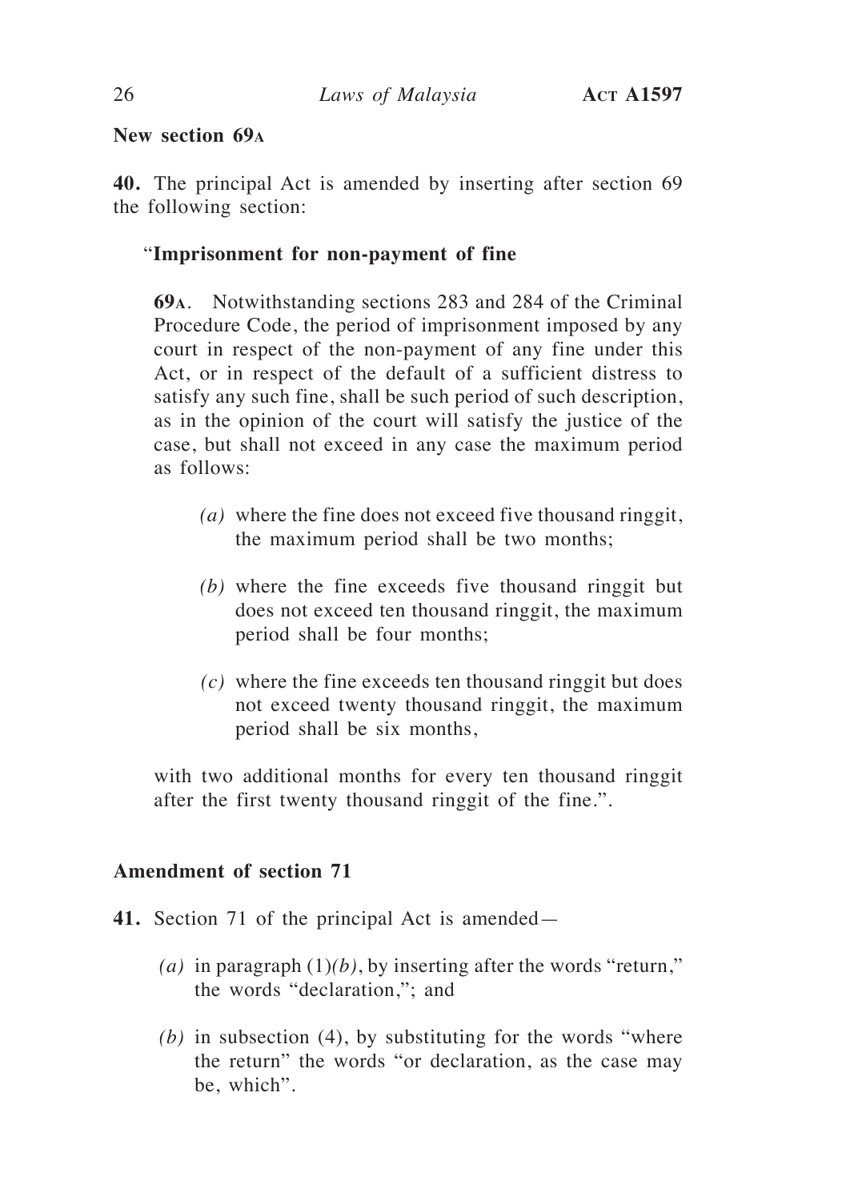**New section 69A**

**40.** The principal Act is amended by inserting after section 69 the following section:

"**Imprisonment for non-payment of fine**

**69A**. Notwithstanding sections 283 and 284 of the Criminal Procedure Code, the period of imprisonment imposed by any court in respect of the non-payment of any fine under this Act, or in respect of the default of a sufficient distress to satisfy any such fine, shall be such period of such description, as in the opinion of the court will satisfy the justice of the case, but shall not exceed in any case the maximum period as follows:

*(a)* where the fine does not exceed five thousand ringgit, the maximum period shall be two months;

*(b)* where the fine exceeds five thousand ringgit but does not exceed ten thousand ringgit, the maximum period shall be four months;

*(c)* where the fine exceeds ten thousand ringgit but does not exceed twenty thousand ringgit, the maximum period shall be six months,

with two additional months for every ten thousand ringgit after the first twenty thousand ringgit of the fine.".

**Amendment of section 71**

**41.** Section 71 of the principal Act is amended—

*(a)* in paragraph (1)*(b)*, by inserting after the words "return," the words "declaration,"; and

*(b)* in subsection (4), by substituting for the words "where the return" the words "or declaration, as the case may be, which".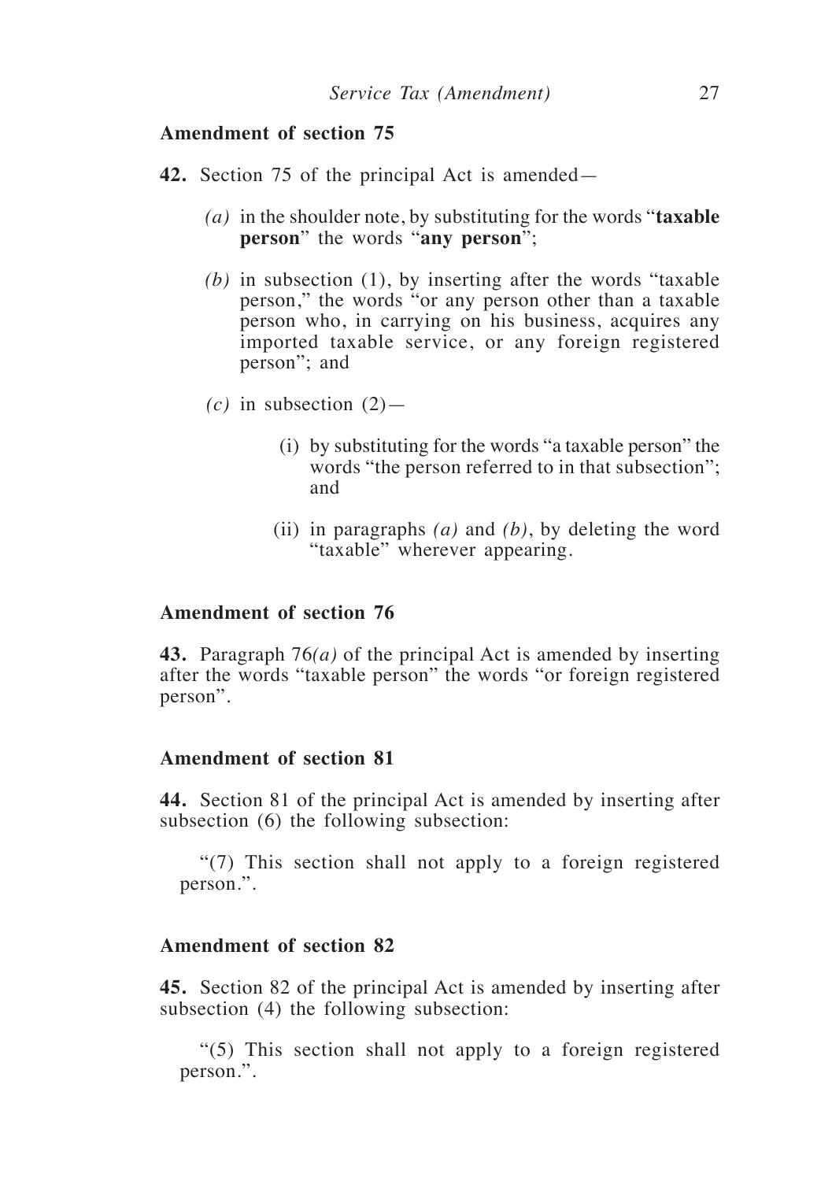**Amendment of section 75**

**42.** Section 75 of the principal Act is amended—

*(a)* in the shoulder note, by substituting for the words "**taxable person**" the words "**any person**";

*(b)* in subsection (1), by inserting after the words "taxable person," the words "or any person other than a taxable person who, in carrying on his business, acquires any imported taxable service, or any foreign registered person"; and

*(c)* in subsection (2)—

(i) by substituting for the words "a taxable person" the words "the person referred to in that subsection"; and

(ii) in paragraphs *(a)* and *(b)*, by deleting the word "taxable" wherever appearing.

**Amendment of section 76**

**43.** Paragraph 76*(a)* of the principal Act is amended by inserting after the words "taxable person" the words "or foreign registered person".

**Amendment of section 81**

**44.** Section 81 of the principal Act is amended by inserting after subsection (6) the following subsection:

"(7) This section shall not apply to a foreign registered person.".

**Amendment of section 82**

**45.** Section 82 of the principal Act is amended by inserting after subsection (4) the following subsection:

"(5) This section shall not apply to a foreign registered person.".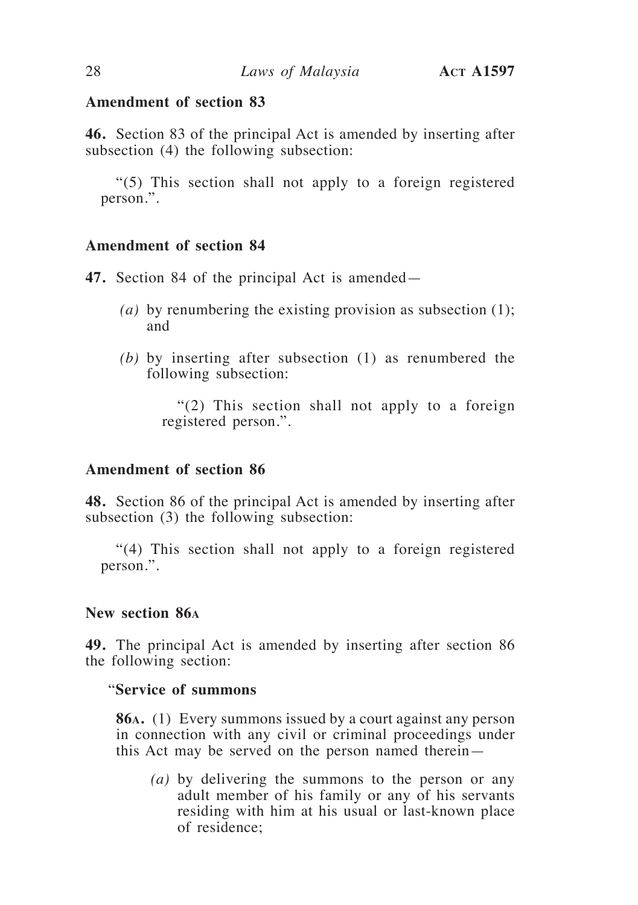**Amendment of section 83**

**46.** Section 83 of the principal Act is amended by inserting after subsection (4) the following subsection:

"(5) This section shall not apply to a foreign registered person.".

**Amendment of section 84**

**47.** Section 84 of the principal Act is amended—

*(a)* by renumbering the existing provision as subsection (1); and

*(b)* by inserting after subsection (1) as renumbered the following subsection:

"(2) This section shall not apply to a foreign registered person.".

**Amendment of section 86**

**48.** Section 86 of the principal Act is amended by inserting after subsection (3) the following subsection:

"(4) This section shall not apply to a foreign registered person.".

**New section 86A**

**49.** The principal Act is amended by inserting after section 86 the following section:

"**Service of summons**

**86A.** (1) Every summons issued by a court against any person in connection with any civil or criminal proceedings under this Act may be served on the person named therein—

*(a)* by delivering the summons to the person or any adult member of his family or any of his servants residing with him at his usual or last-known place of residence;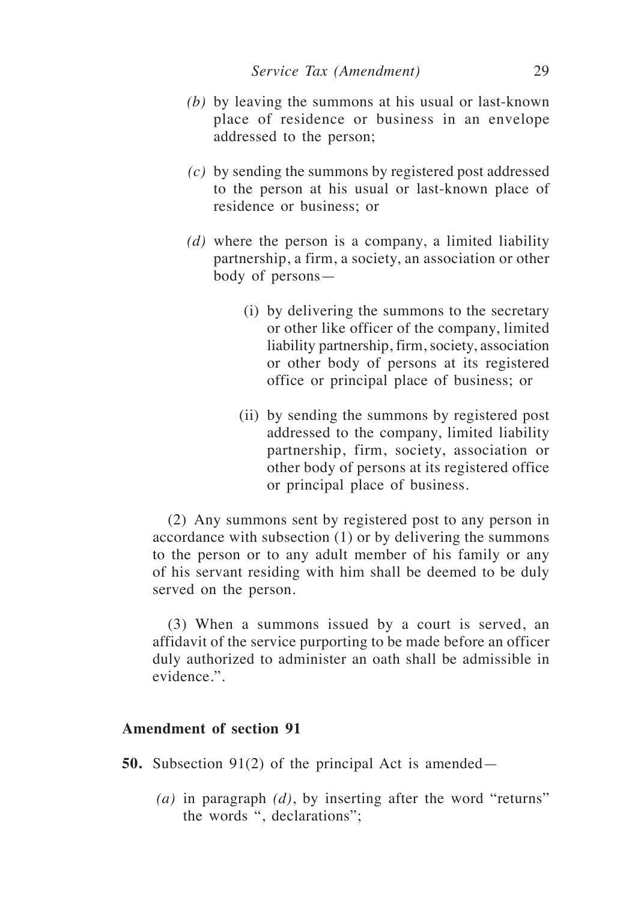*(b)* by leaving the summons at his usual or last-known place of residence or business in an envelope addressed to the person;

*(c)* by sending the summons by registered post addressed to the person at his usual or last-known place of residence or business; or

*(d)* where the person is a company, a limited liability partnership, a firm, a society, an association or other body of persons—

(i) by delivering the summons to the secretary or other like officer of the company, limited liability partnership, firm, society, association or other body of persons at its registered office or principal place of business; or

(ii) by sending the summons by registered post addressed to the company, limited liability partnership, firm, society, association or other body of persons at its registered office or principal place of business.

(2) Any summons sent by registered post to any person in accordance with subsection (1) or by delivering the summons to the person or to any adult member of his family or any of his servant residing with him shall be deemed to be duly served on the person.

(3) When a summons issued by a court is served, an affidavit of the service purporting to be made before an officer duly authorized to administer an oath shall be admissible in evidence.".

**Amendment of section 91**

**50.** Subsection 91(2) of the principal Act is amended—

*(a)* in paragraph *(d)*, by inserting after the word "returns" the words ", declarations";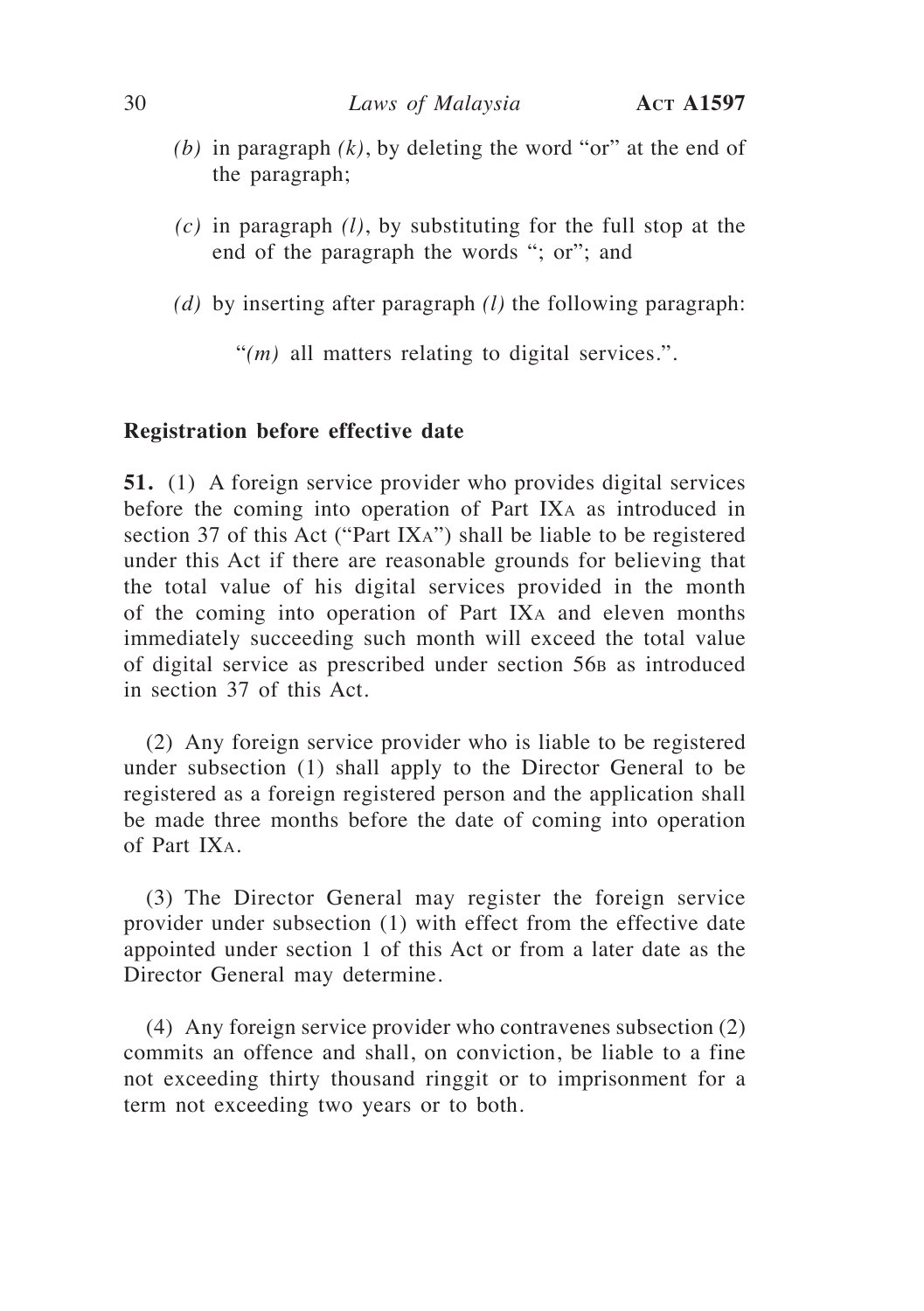*(b)* in paragraph *(k)*, by deleting the word "or" at the end of the paragraph;

*(c)* in paragraph *(l)*, by substituting for the full stop at the end of the paragraph the words "; or"; and

*(d)* by inserting after paragraph *(l)* the following paragraph:

"*(m)* all matters relating to digital services.".

**Registration before effective date**

**51.** (1) A foreign service provider who provides digital services before the coming into operation of Part IXA as introduced in section 37 of this Act ("Part IXA") shall be liable to be registered under this Act if there are reasonable grounds for believing that the total value of his digital services provided in the month of the coming into operation of Part IXA and eleven months immediately succeeding such month will exceed the total value of digital service as prescribed under section 56B as introduced in section 37 of this Act.

(2) Any foreign service provider who is liable to be registered under subsection (1) shall apply to the Director General to be registered as a foreign registered person and the application shall be made three months before the date of coming into operation of Part IXA.

(3) The Director General may register the foreign service provider under subsection (1) with effect from the effective date appointed under section 1 of this Act or from a later date as the Director General may determine.

(4) Any foreign service provider who contravenes subsection (2) commits an offence and shall, on conviction, be liable to a fine not exceeding thirty thousand ringgit or to imprisonment for a term not exceeding two years or to both.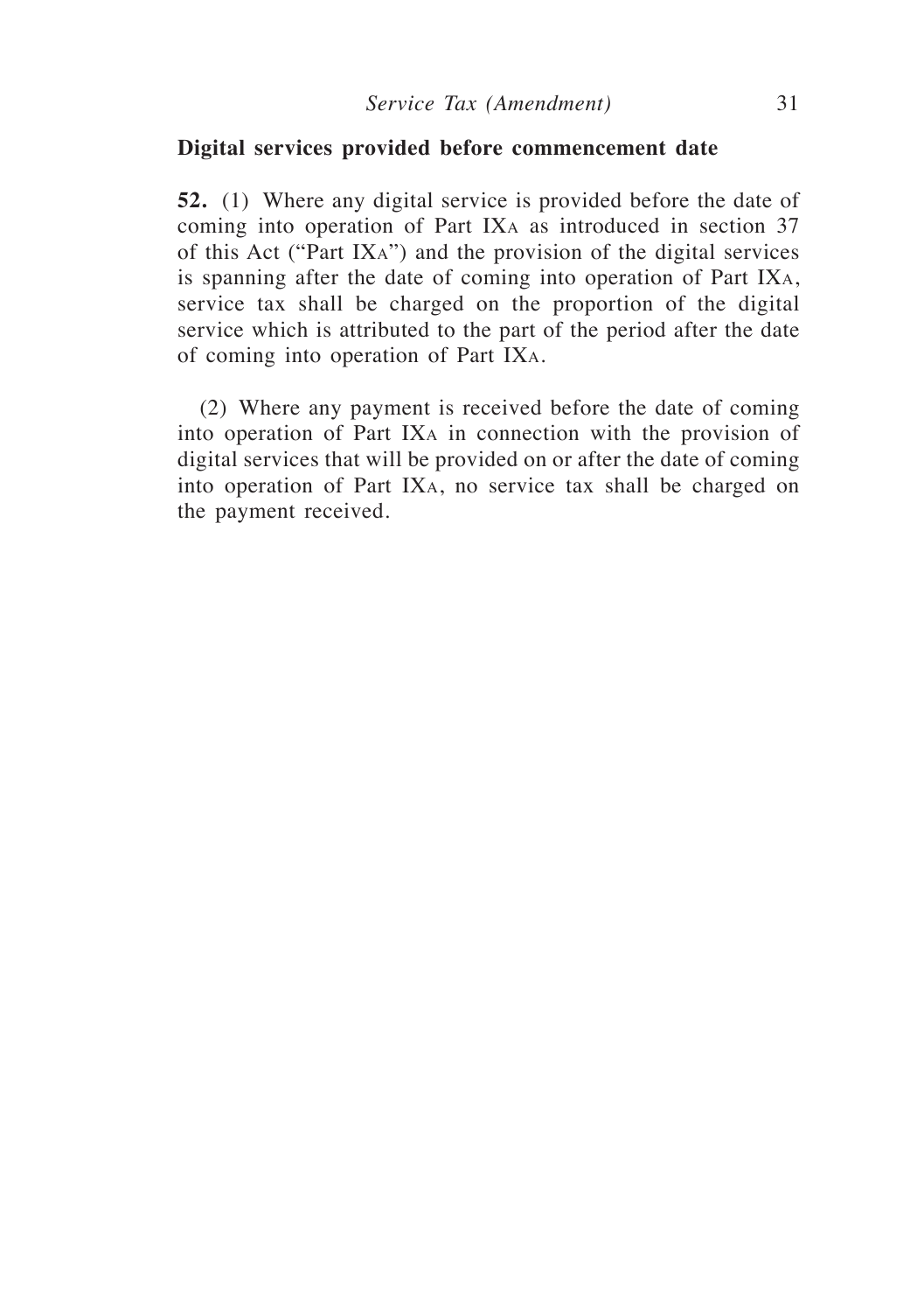**Digital services provided before commencement date**

**52.** (1) Where any digital service is provided before the date of coming into operation of Part IXA as introduced in section 37 of this Act ("Part IXA") and the provision of the digital services is spanning after the date of coming into operation of Part IXA, service tax shall be charged on the proportion of the digital service which is attributed to the part of the period after the date of coming into operation of Part IXA.

(2) Where any payment is received before the date of coming into operation of Part IXA in connection with the provision of digital services that will be provided on or after the date of coming into operation of Part IXA, no service tax shall be charged on the payment received.